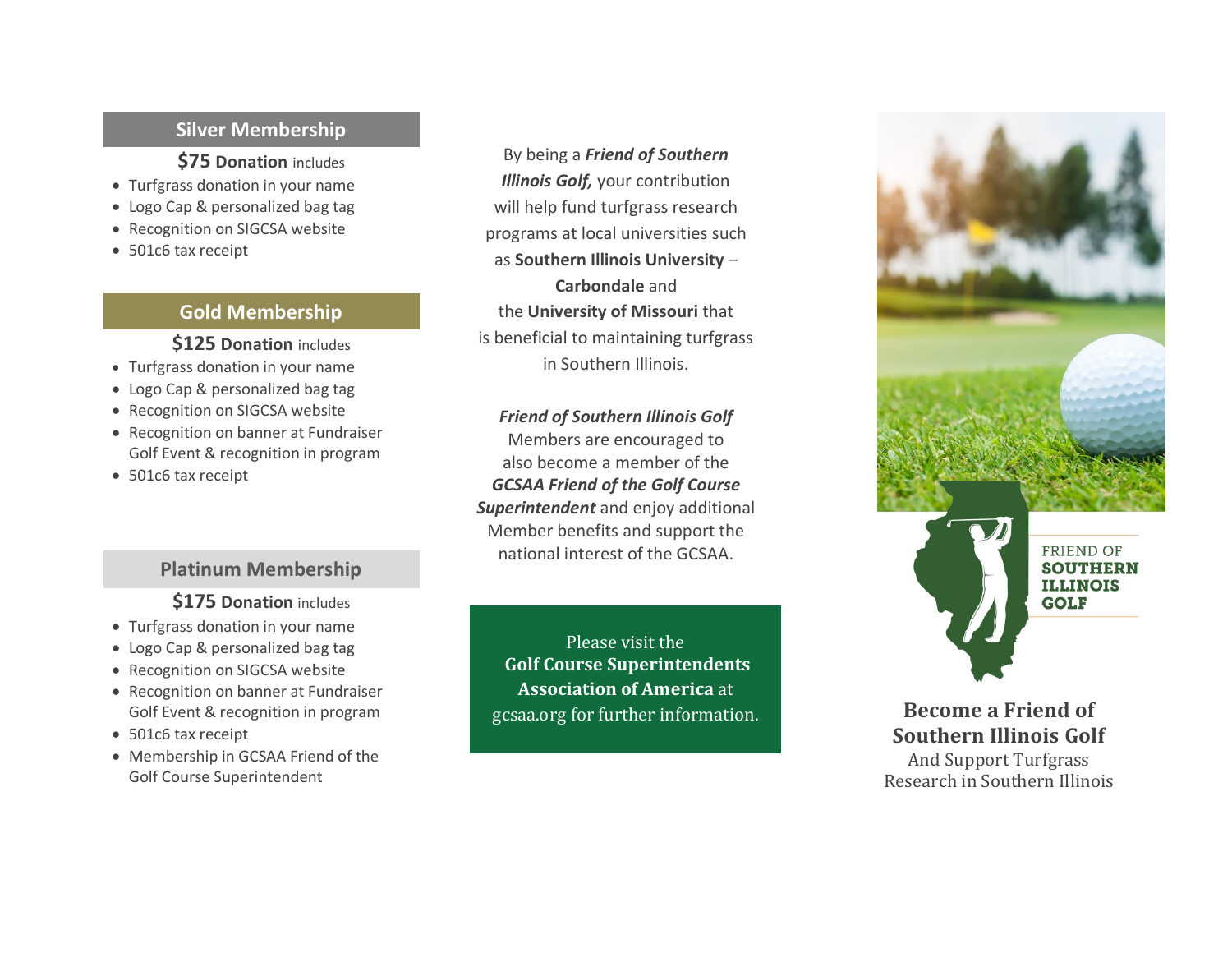## Silver Membership

**$75 Donation** includes

- Turfgrass donation in your name
- Logo Cap & personalized bag tag
- Recognition on SIGCSA website
- 501c6 tax receipt

## Gold Membership

**$125 Donation** includes

- Turfgrass donation in your name
- Logo Cap & personalized bag tag
- Recognition on SIGCSA website
- Recognition on banner at Fundraiser Golf Event & recognition in program
- 501c6 tax receipt

## Platinum Membership

**$175 Donation** includes

- Turfgrass donation in your name
- Logo Cap & personalized bag tag
- Recognition on SIGCSA website
- Recognition on banner at Fundraiser Golf Event & recognition in program
- 501c6 tax receipt
- Membership in GCSAA Friend of the Golf Course Superintendent

By being a ***Friend of Southern Illinois Golf,*** your contribution will help fund turfgrass research programs at local universities such as **Southern Illinois University – Carbondale** and the **University of Missouri** that is beneficial to maintaining turfgrass in Southern Illinois.

***Friend of Southern Illinois Golf*** Members are encouraged to also become a member of the ***GCSAA Friend of the Golf Course Superintendent*** and enjoy additional Member benefits and support the national interest of the GCSAA.

Please visit the **Golf Course Superintendents Association of America** at gcsaa.org for further information.

FRIEND OF
**SOUTHERN ILLINOIS GOLF**

# Become a Friend of Southern Illinois Golf

And Support Turfgrass Research in Southern Illinois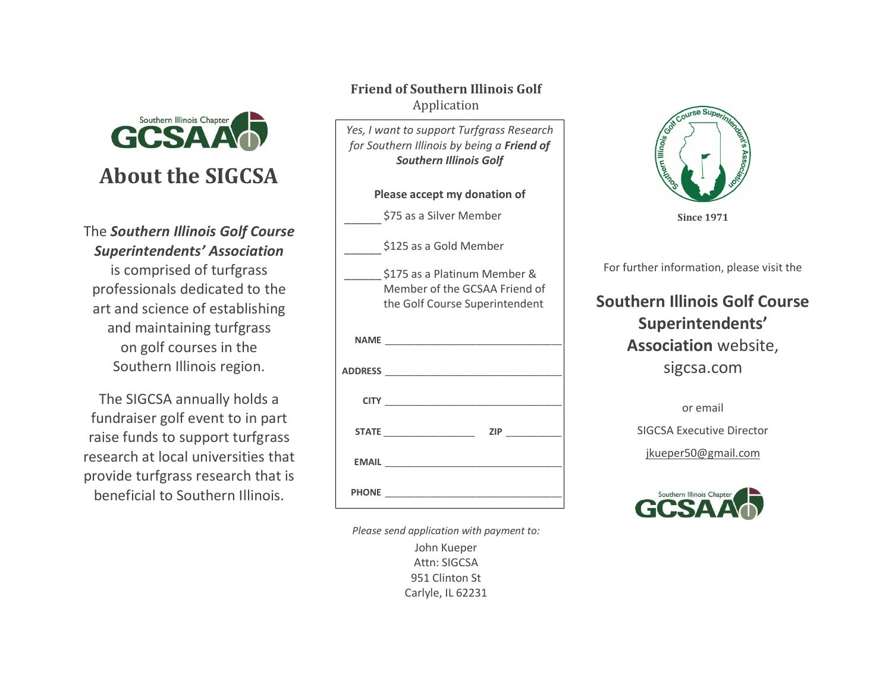Southern Illinois Chapter GCSAA

# About the SIGCSA

The ***Southern Illinois Golf Course Superintendents' Association*** is comprised of turfgrass professionals dedicated to the art and science of establishing and maintaining turfgrass on golf courses in the Southern Illinois region.

The SIGCSA annually holds a fundraiser golf event to in part raise funds to support turfgrass research at local universities that provide turfgrass research that is beneficial to Southern Illinois.

## Friend of Southern Illinois Golf

Application

*Yes, I want to support Turfgrass Research for Southern Illinois by being a* ***Friend of Southern Illinois Golf***

**Please accept my donation of**

______ $75 as a Silver Member

______ $125 as a Gold Member

______ $175 as a Platinum Member & Member of the GCSAA Friend of the Golf Course Superintendent

**NAME** ______________________________

**ADDRESS** ______________________________

**CITY** ______________________________

**STATE** ________________ **ZIP** __________

**EMAIL** ______________________________

**PHONE** ______________________________

*Please send application with payment to:*

John Kueper
Attn: SIGCSA
951 Clinton St
Carlyle, IL 62231

Southern Illinois Golf Course Superintendent's Association

**Since 1971**

For further information, please visit the

**Southern Illinois Golf Course Superintendents' Association** website, sigcsa.com

or email

SIGCSA Executive Director

jkueper50@gmail.com

Southern Illinois Chapter GCSAA